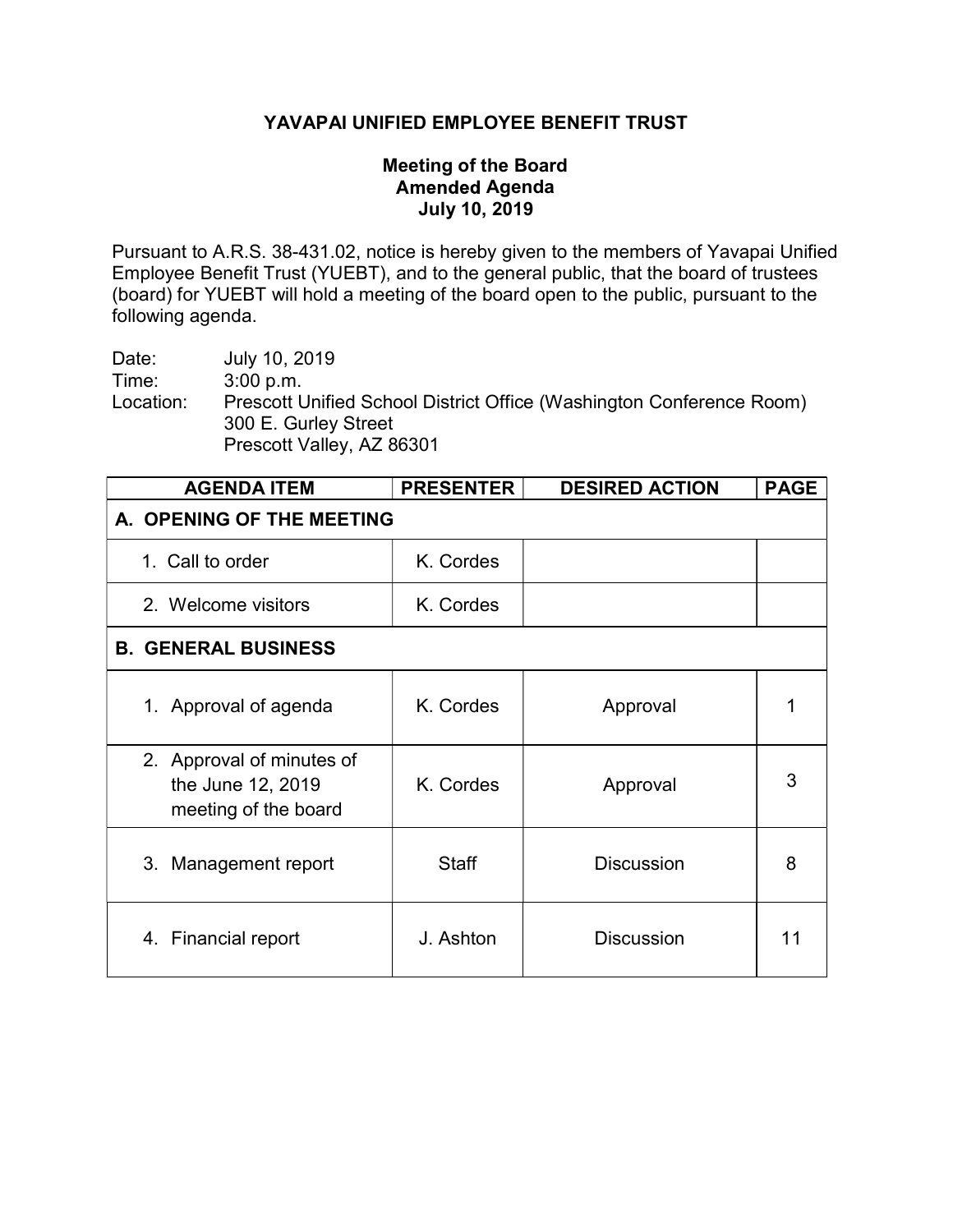# YAVAPAI UNIFIED EMPLOYEE BENEFIT TRUST

## Meeting of the Board
## Amended Agenda
## July 10, 2019

Pursuant to A.R.S. 38-431.02, notice is hereby given to the members of Yavapai Unified Employee Benefit Trust (YUEBT), and to the general public, that the board of trustees (board) for YUEBT will hold a meeting of the board open to the public, pursuant to the following agenda.

Date: July 10, 2019
Time: 3:00 p.m.
Location: Prescott Unified School District Office (Washington Conference Room)
300 E. Gurley Street
Prescott Valley, AZ 86301

| AGENDA ITEM | PRESENTER | DESIRED ACTION | PAGE |
|---|---|---|---|
| **A. OPENING OF THE MEETING** | | | |
| 1. Call to order | K. Cordes | | |
| 2. Welcome visitors | K. Cordes | | |
| **B. GENERAL BUSINESS** | | | |
| 1. Approval of agenda | K. Cordes | Approval | 1 |
| 2. Approval of minutes of the June 12, 2019 meeting of the board | K. Cordes | Approval | 3 |
| 3. Management report | Staff | Discussion | 8 |
| 4. Financial report | J. Ashton | Discussion | 11 |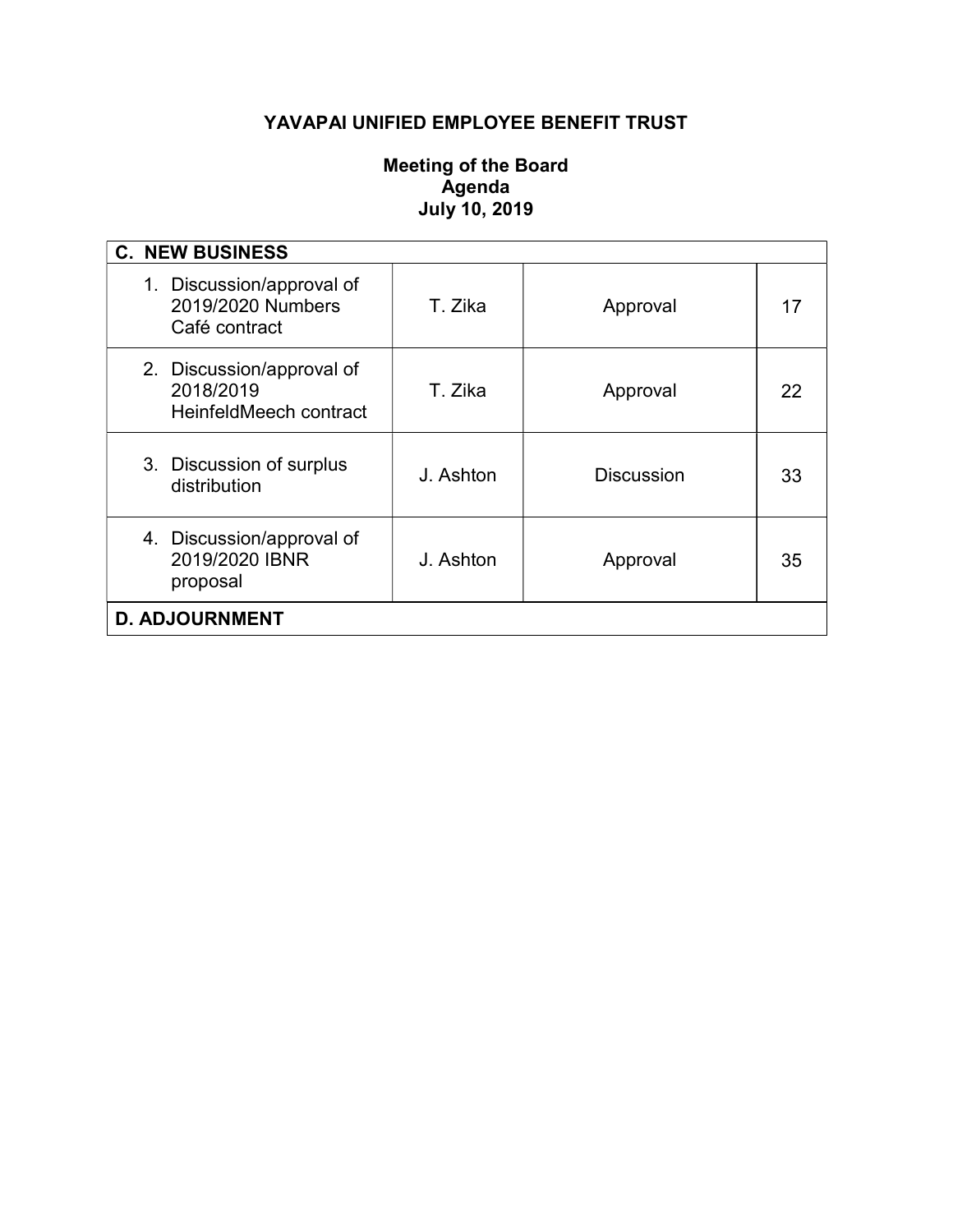**YAVAPAI UNIFIED EMPLOYEE BENEFIT TRUST**

**Meeting of the Board**
**Agenda**
**July 10, 2019**

| **C. NEW BUSINESS** | | | |
|---|---|---|---|
| 1. Discussion/approval of 2019/2020 Numbers Café contract | T. Zika | Approval | 17 |
| 2. Discussion/approval of 2018/2019 HeinfeldMeech contract | T. Zika | Approval | 22 |
| 3. Discussion of surplus distribution | J. Ashton | Discussion | 33 |
| 4. Discussion/approval of 2019/2020 IBNR proposal | J. Ashton | Approval | 35 |
| **D. ADJOURNMENT** | | | |